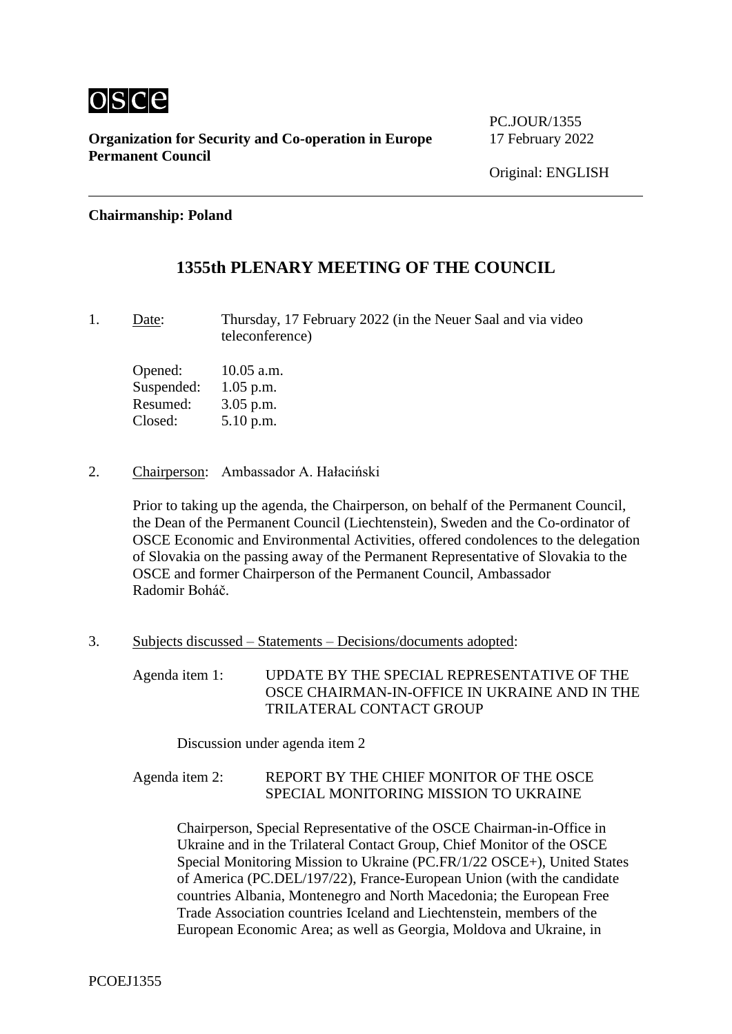**Organization for Security and Co-operation in Europe**
**Permanent Council**

PC.JOUR/1355
17 February 2022

Original: ENGLISH

**Chairmanship: Poland**

## 1355th PLENARY MEETING OF THE COUNCIL

1. Date: Thursday, 17 February 2022 (in the Neuer Saal and via video teleconference)

   Opened: 10.05 a.m.
   Suspended: 1.05 p.m.
   Resumed: 3.05 p.m.
   Closed: 5.10 p.m.

2. Chairperson: Ambassador A. Hałaciński

   Prior to taking up the agenda, the Chairperson, on behalf of the Permanent Council, the Dean of the Permanent Council (Liechtenstein), Sweden and the Co-ordinator of OSCE Economic and Environmental Activities, offered condolences to the delegation of Slovakia on the passing away of the Permanent Representative of Slovakia to the OSCE and former Chairperson of the Permanent Council, Ambassador Radomir Boháč.

3. Subjects discussed – Statements – Decisions/documents adopted:

   Agenda item 1: UPDATE BY THE SPECIAL REPRESENTATIVE OF THE OSCE CHAIRMAN-IN-OFFICE IN UKRAINE AND IN THE TRILATERAL CONTACT GROUP

   Discussion under agenda item 2

   Agenda item 2: REPORT BY THE CHIEF MONITOR OF THE OSCE SPECIAL MONITORING MISSION TO UKRAINE

   Chairperson, Special Representative of the OSCE Chairman-in-Office in Ukraine and in the Trilateral Contact Group, Chief Monitor of the OSCE Special Monitoring Mission to Ukraine (PC.FR/1/22 OSCE+), United States of America (PC.DEL/197/22), France-European Union (with the candidate countries Albania, Montenegro and North Macedonia; the European Free Trade Association countries Iceland and Liechtenstein, members of the European Economic Area; as well as Georgia, Moldova and Ukraine, in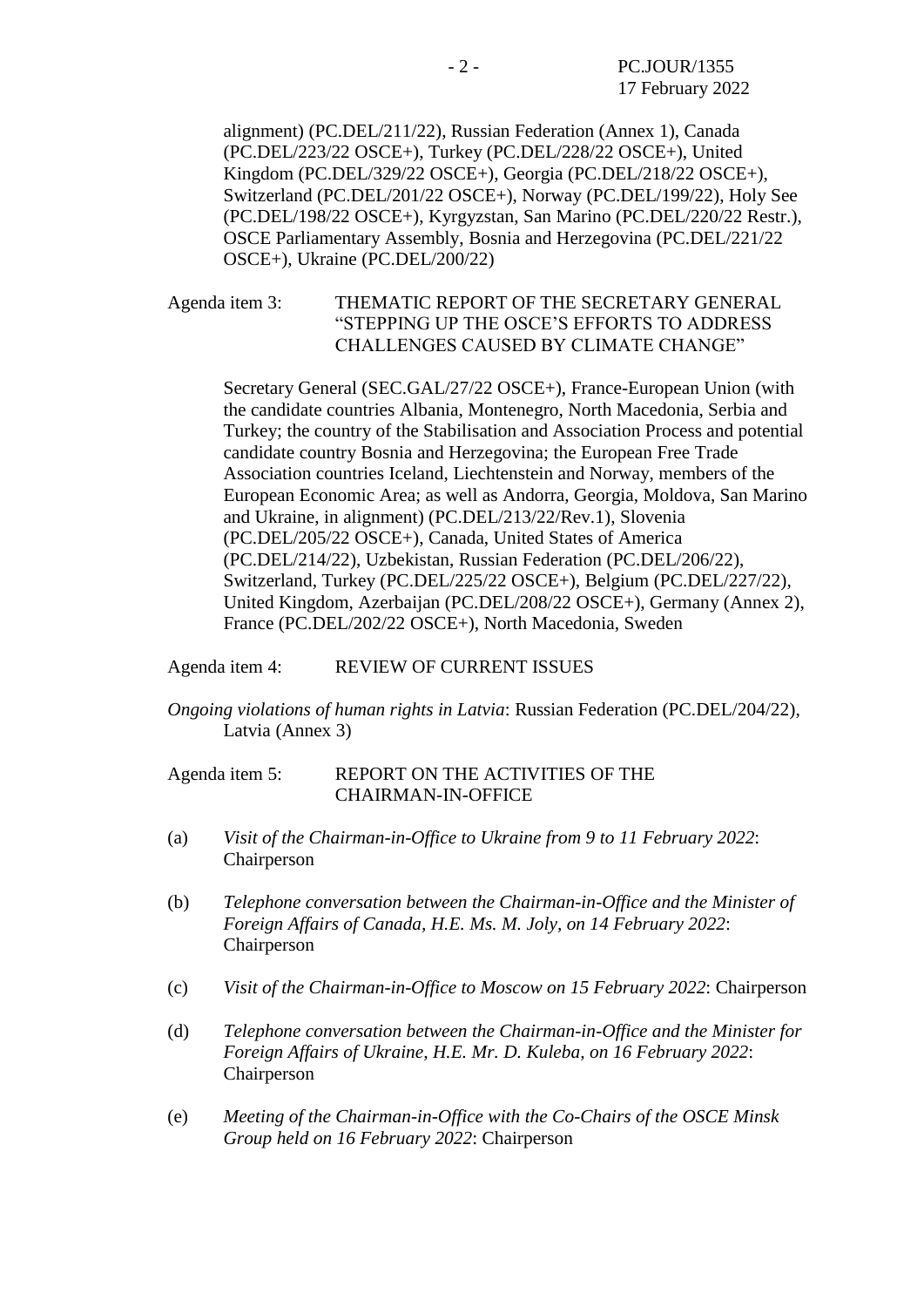alignment) (PC.DEL/211/22), Russian Federation (Annex 1), Canada (PC.DEL/223/22 OSCE+), Turkey (PC.DEL/228/22 OSCE+), United Kingdom (PC.DEL/329/22 OSCE+), Georgia (PC.DEL/218/22 OSCE+), Switzerland (PC.DEL/201/22 OSCE+), Norway (PC.DEL/199/22), Holy See (PC.DEL/198/22 OSCE+), Kyrgyzstan, San Marino (PC.DEL/220/22 Restr.), OSCE Parliamentary Assembly, Bosnia and Herzegovina (PC.DEL/221/22 OSCE+), Ukraine (PC.DEL/200/22)

Agenda item 3: THEMATIC REPORT OF THE SECRETARY GENERAL "STEPPING UP THE OSCE'S EFFORTS TO ADDRESS CHALLENGES CAUSED BY CLIMATE CHANGE"

Secretary General (SEC.GAL/27/22 OSCE+), France-European Union (with the candidate countries Albania, Montenegro, North Macedonia, Serbia and Turkey; the country of the Stabilisation and Association Process and potential candidate country Bosnia and Herzegovina; the European Free Trade Association countries Iceland, Liechtenstein and Norway, members of the European Economic Area; as well as Andorra, Georgia, Moldova, San Marino and Ukraine, in alignment) (PC.DEL/213/22/Rev.1), Slovenia (PC.DEL/205/22 OSCE+), Canada, United States of America (PC.DEL/214/22), Uzbekistan, Russian Federation (PC.DEL/206/22), Switzerland, Turkey (PC.DEL/225/22 OSCE+), Belgium (PC.DEL/227/22), United Kingdom, Azerbaijan (PC.DEL/208/22 OSCE+), Germany (Annex 2), France (PC.DEL/202/22 OSCE+), North Macedonia, Sweden

Agenda item 4: REVIEW OF CURRENT ISSUES

*Ongoing violations of human rights in Latvia*: Russian Federation (PC.DEL/204/22), Latvia (Annex 3)

Agenda item 5: REPORT ON THE ACTIVITIES OF THE CHAIRMAN-IN-OFFICE

(a) *Visit of the Chairman-in-Office to Ukraine from 9 to 11 February 2022*: Chairperson

(b) *Telephone conversation between the Chairman-in-Office and the Minister of Foreign Affairs of Canada, H.E. Ms. M. Joly, on 14 February 2022*: Chairperson

(c) *Visit of the Chairman-in-Office to Moscow on 15 February 2022*: Chairperson

(d) *Telephone conversation between the Chairman-in-Office and the Minister for Foreign Affairs of Ukraine, H.E. Mr. D. Kuleba, on 16 February 2022*: Chairperson

(e) *Meeting of the Chairman-in-Office with the Co-Chairs of the OSCE Minsk Group held on 16 February 2022*: Chairperson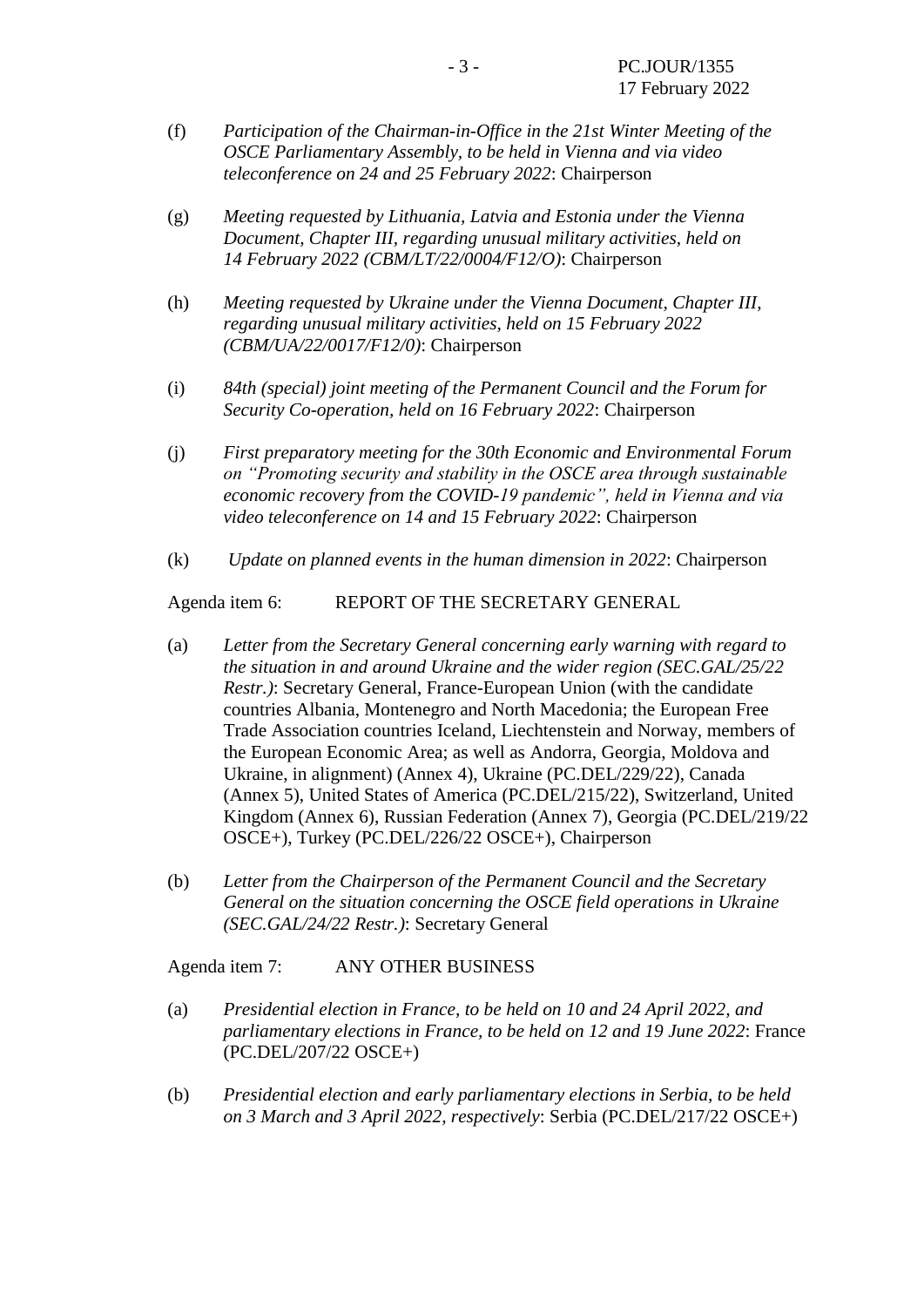(f) *Participation of the Chairman-in-Office in the 21st Winter Meeting of the OSCE Parliamentary Assembly, to be held in Vienna and via video teleconference on 24 and 25 February 2022*: Chairperson

(g) *Meeting requested by Lithuania, Latvia and Estonia under the Vienna Document, Chapter III, regarding unusual military activities, held on 14 February 2022 (CBM/LT/22/0004/F12/O)*: Chairperson

(h) *Meeting requested by Ukraine under the Vienna Document, Chapter III, regarding unusual military activities, held on 15 February 2022 (CBM/UA/22/0017/F12/0)*: Chairperson

(i) *84th (special) joint meeting of the Permanent Council and the Forum for Security Co-operation, held on 16 February 2022*: Chairperson

(j) *First preparatory meeting for the 30th Economic and Environmental Forum on "Promoting security and stability in the OSCE area through sustainable economic recovery from the COVID-19 pandemic", held in Vienna and via video teleconference on 14 and 15 February 2022*: Chairperson

(k) *Update on planned events in the human dimension in 2022*: Chairperson

Agenda item 6: REPORT OF THE SECRETARY GENERAL

(a) *Letter from the Secretary General concerning early warning with regard to the situation in and around Ukraine and the wider region (SEC.GAL/25/22 Restr.)*: Secretary General, France-European Union (with the candidate countries Albania, Montenegro and North Macedonia; the European Free Trade Association countries Iceland, Liechtenstein and Norway, members of the European Economic Area; as well as Andorra, Georgia, Moldova and Ukraine, in alignment) (Annex 4), Ukraine (PC.DEL/229/22), Canada (Annex 5), United States of America (PC.DEL/215/22), Switzerland, United Kingdom (Annex 6), Russian Federation (Annex 7), Georgia (PC.DEL/219/22 OSCE+), Turkey (PC.DEL/226/22 OSCE+), Chairperson

(b) *Letter from the Chairperson of the Permanent Council and the Secretary General on the situation concerning the OSCE field operations in Ukraine (SEC.GAL/24/22 Restr.)*: Secretary General

Agenda item 7: ANY OTHER BUSINESS

(a) *Presidential election in France, to be held on 10 and 24 April 2022, and parliamentary elections in France, to be held on 12 and 19 June 2022*: France (PC.DEL/207/22 OSCE+)

(b) *Presidential election and early parliamentary elections in Serbia, to be held on 3 March and 3 April 2022, respectively*: Serbia (PC.DEL/217/22 OSCE+)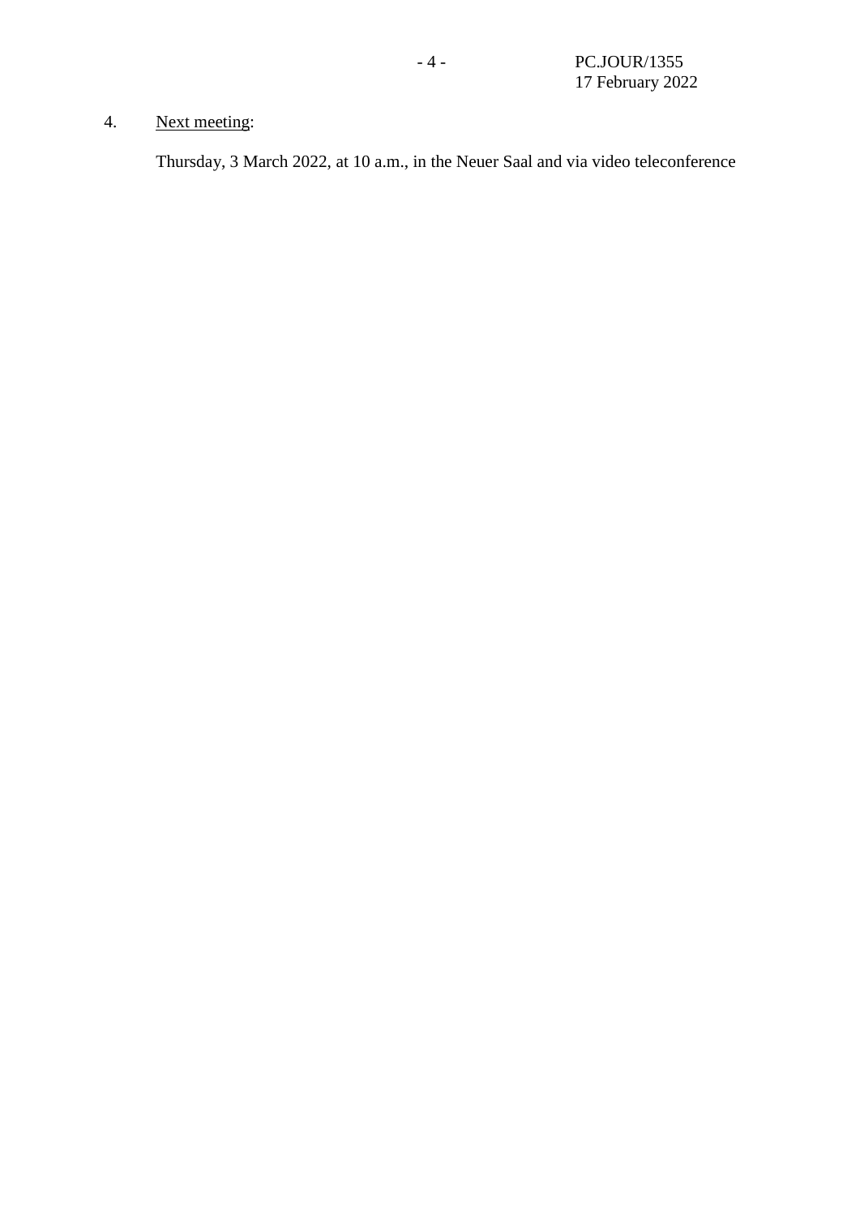4. Next meeting:

   Thursday, 3 March 2022, at 10 a.m., in the Neuer Saal and via video teleconference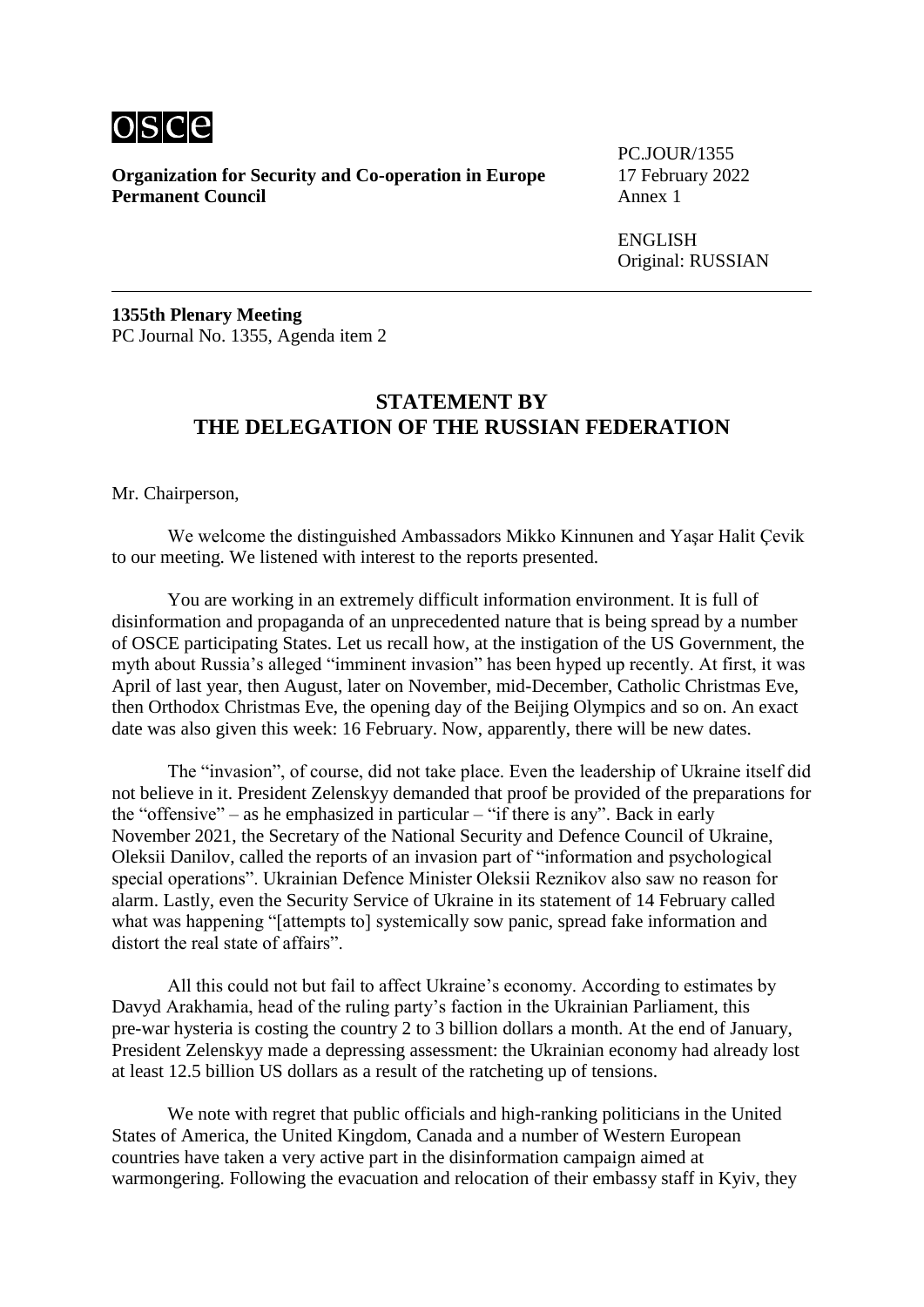**Organization for Security and Co-operation in Europe**
**Permanent Council**

PC.JOUR/1355
17 February 2022
Annex 1

ENGLISH
Original: RUSSIAN

---

**1355th Plenary Meeting**
PC Journal No. 1355, Agenda item 2

## STATEMENT BY THE DELEGATION OF THE RUSSIAN FEDERATION

Mr. Chairperson,

We welcome the distinguished Ambassadors Mikko Kinnunen and Yaşar Halit Çevik to our meeting. We listened with interest to the reports presented.

You are working in an extremely difficult information environment. It is full of disinformation and propaganda of an unprecedented nature that is being spread by a number of OSCE participating States. Let us recall how, at the instigation of the US Government, the myth about Russia's alleged "imminent invasion" has been hyped up recently. At first, it was April of last year, then August, later on November, mid-December, Catholic Christmas Eve, then Orthodox Christmas Eve, the opening day of the Beijing Olympics and so on. An exact date was also given this week: 16 February. Now, apparently, there will be new dates.

The "invasion", of course, did not take place. Even the leadership of Ukraine itself did not believe in it. President Zelenskyy demanded that proof be provided of the preparations for the "offensive" – as he emphasized in particular – "if there is any". Back in early November 2021, the Secretary of the National Security and Defence Council of Ukraine, Oleksii Danilov, called the reports of an invasion part of "information and psychological special operations". Ukrainian Defence Minister Oleksii Reznikov also saw no reason for alarm. Lastly, even the Security Service of Ukraine in its statement of 14 February called what was happening "[attempts to] systemically sow panic, spread fake information and distort the real state of affairs".

All this could not but fail to affect Ukraine's economy. According to estimates by Davyd Arakhamia, head of the ruling party's faction in the Ukrainian Parliament, this pre-war hysteria is costing the country 2 to 3 billion dollars a month. At the end of January, President Zelenskyy made a depressing assessment: the Ukrainian economy had already lost at least 12.5 billion US dollars as a result of the ratcheting up of tensions.

We note with regret that public officials and high-ranking politicians in the United States of America, the United Kingdom, Canada and a number of Western European countries have taken a very active part in the disinformation campaign aimed at warmongering. Following the evacuation and relocation of their embassy staff in Kyiv, they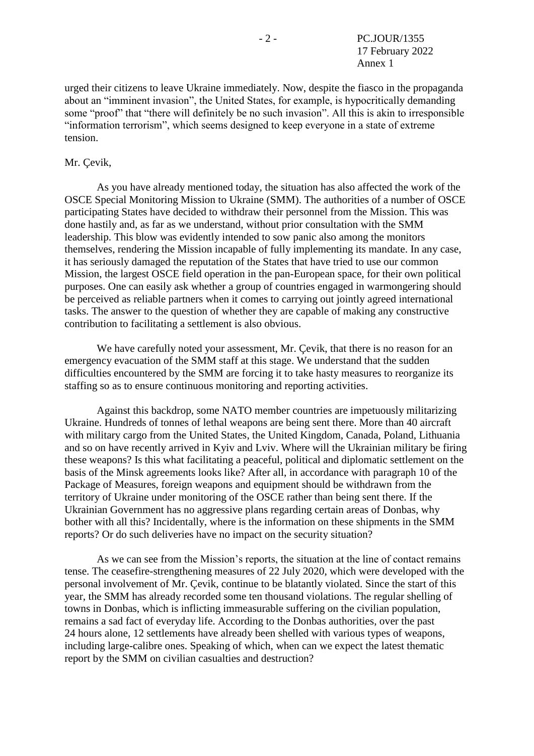urged their citizens to leave Ukraine immediately. Now, despite the fiasco in the propaganda about an "imminent invasion", the United States, for example, is hypocritically demanding some "proof" that "there will definitely be no such invasion". All this is akin to irresponsible "information terrorism", which seems designed to keep everyone in a state of extreme tension.

Mr. Çevik,

As you have already mentioned today, the situation has also affected the work of the OSCE Special Monitoring Mission to Ukraine (SMM). The authorities of a number of OSCE participating States have decided to withdraw their personnel from the Mission. This was done hastily and, as far as we understand, without prior consultation with the SMM leadership. This blow was evidently intended to sow panic also among the monitors themselves, rendering the Mission incapable of fully implementing its mandate. In any case, it has seriously damaged the reputation of the States that have tried to use our common Mission, the largest OSCE field operation in the pan-European space, for their own political purposes. One can easily ask whether a group of countries engaged in warmongering should be perceived as reliable partners when it comes to carrying out jointly agreed international tasks. The answer to the question of whether they are capable of making any constructive contribution to facilitating a settlement is also obvious.

We have carefully noted your assessment, Mr. Çevik, that there is no reason for an emergency evacuation of the SMM staff at this stage. We understand that the sudden difficulties encountered by the SMM are forcing it to take hasty measures to reorganize its staffing so as to ensure continuous monitoring and reporting activities.

Against this backdrop, some NATO member countries are impetuously militarizing Ukraine. Hundreds of tonnes of lethal weapons are being sent there. More than 40 aircraft with military cargo from the United States, the United Kingdom, Canada, Poland, Lithuania and so on have recently arrived in Kyiv and Lviv. Where will the Ukrainian military be firing these weapons? Is this what facilitating a peaceful, political and diplomatic settlement on the basis of the Minsk agreements looks like? After all, in accordance with paragraph 10 of the Package of Measures, foreign weapons and equipment should be withdrawn from the territory of Ukraine under monitoring of the OSCE rather than being sent there. If the Ukrainian Government has no aggressive plans regarding certain areas of Donbas, why bother with all this? Incidentally, where is the information on these shipments in the SMM reports? Or do such deliveries have no impact on the security situation?

As we can see from the Mission's reports, the situation at the line of contact remains tense. The ceasefire-strengthening measures of 22 July 2020, which were developed with the personal involvement of Mr. Çevik, continue to be blatantly violated. Since the start of this year, the SMM has already recorded some ten thousand violations. The regular shelling of towns in Donbas, which is inflicting immeasurable suffering on the civilian population, remains a sad fact of everyday life. According to the Donbas authorities, over the past 24 hours alone, 12 settlements have already been shelled with various types of weapons, including large-calibre ones. Speaking of which, when can we expect the latest thematic report by the SMM on civilian casualties and destruction?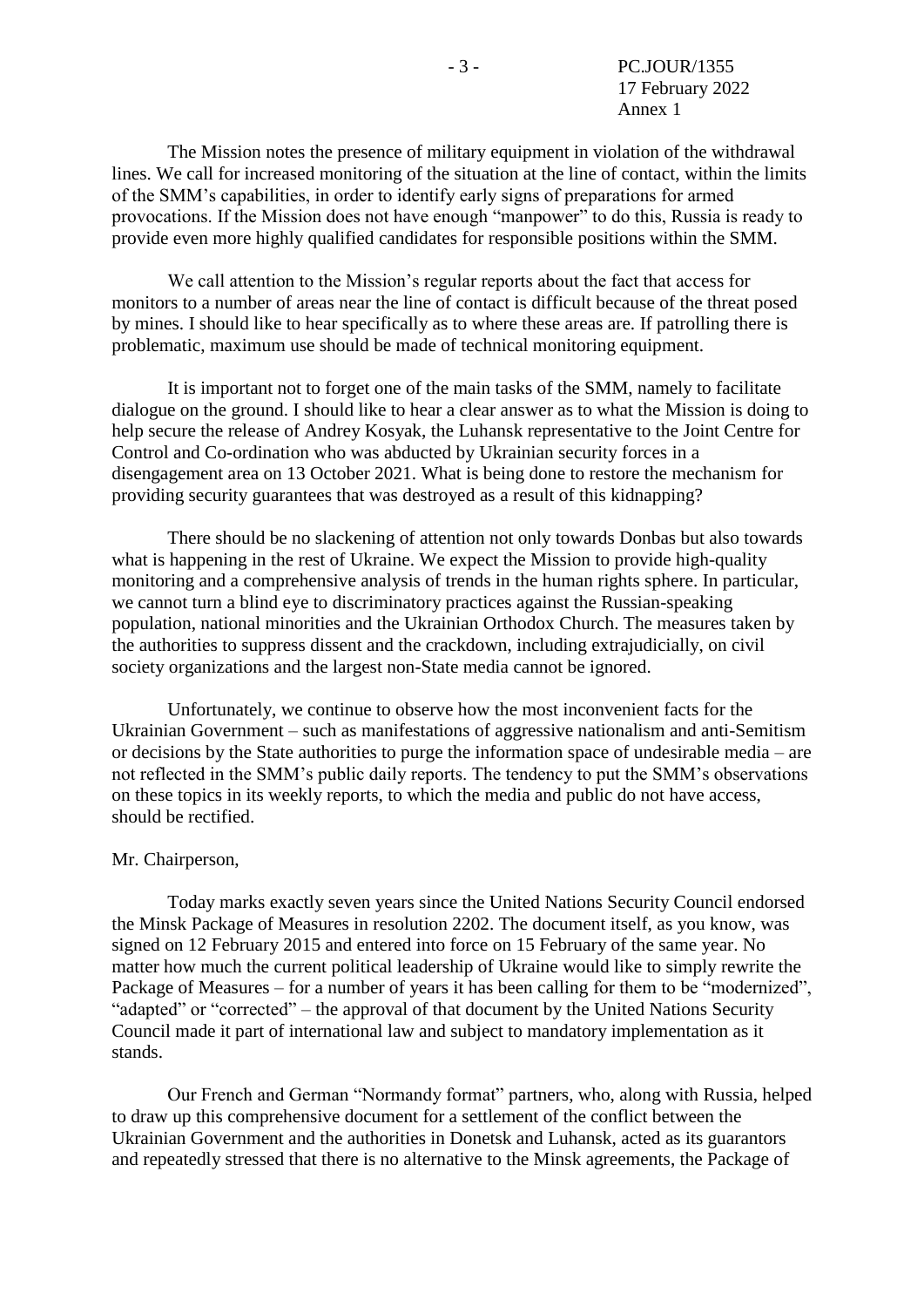The Mission notes the presence of military equipment in violation of the withdrawal lines. We call for increased monitoring of the situation at the line of contact, within the limits of the SMM's capabilities, in order to identify early signs of preparations for armed provocations. If the Mission does not have enough "manpower" to do this, Russia is ready to provide even more highly qualified candidates for responsible positions within the SMM.

We call attention to the Mission's regular reports about the fact that access for monitors to a number of areas near the line of contact is difficult because of the threat posed by mines. I should like to hear specifically as to where these areas are. If patrolling there is problematic, maximum use should be made of technical monitoring equipment.

It is important not to forget one of the main tasks of the SMM, namely to facilitate dialogue on the ground. I should like to hear a clear answer as to what the Mission is doing to help secure the release of Andrey Kosyak, the Luhansk representative to the Joint Centre for Control and Co-ordination who was abducted by Ukrainian security forces in a disengagement area on 13 October 2021. What is being done to restore the mechanism for providing security guarantees that was destroyed as a result of this kidnapping?

There should be no slackening of attention not only towards Donbas but also towards what is happening in the rest of Ukraine. We expect the Mission to provide high-quality monitoring and a comprehensive analysis of trends in the human rights sphere. In particular, we cannot turn a blind eye to discriminatory practices against the Russian-speaking population, national minorities and the Ukrainian Orthodox Church. The measures taken by the authorities to suppress dissent and the crackdown, including extrajudicially, on civil society organizations and the largest non-State media cannot be ignored.

Unfortunately, we continue to observe how the most inconvenient facts for the Ukrainian Government – such as manifestations of aggressive nationalism and anti-Semitism or decisions by the State authorities to purge the information space of undesirable media – are not reflected in the SMM's public daily reports. The tendency to put the SMM's observations on these topics in its weekly reports, to which the media and public do not have access, should be rectified.

Mr. Chairperson,

Today marks exactly seven years since the United Nations Security Council endorsed the Minsk Package of Measures in resolution 2202. The document itself, as you know, was signed on 12 February 2015 and entered into force on 15 February of the same year. No matter how much the current political leadership of Ukraine would like to simply rewrite the Package of Measures – for a number of years it has been calling for them to be "modernized", "adapted" or "corrected" – the approval of that document by the United Nations Security Council made it part of international law and subject to mandatory implementation as it stands.

Our French and German "Normandy format" partners, who, along with Russia, helped to draw up this comprehensive document for a settlement of the conflict between the Ukrainian Government and the authorities in Donetsk and Luhansk, acted as its guarantors and repeatedly stressed that there is no alternative to the Minsk agreements, the Package of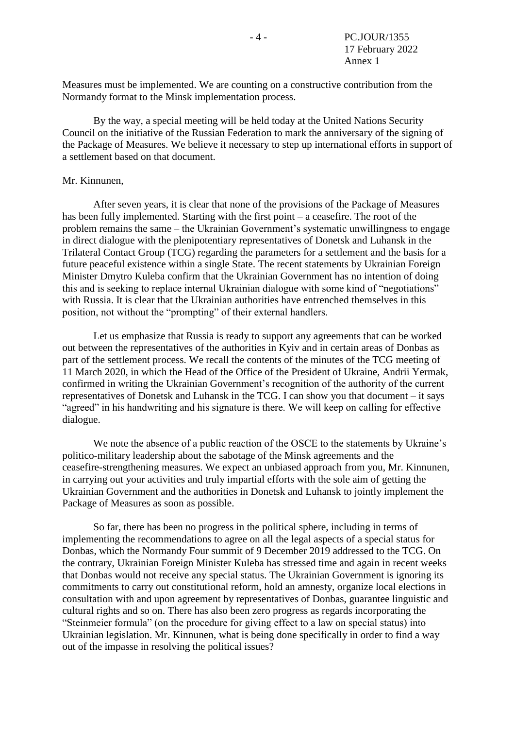Measures must be implemented. We are counting on a constructive contribution from the Normandy format to the Minsk implementation process.

By the way, a special meeting will be held today at the United Nations Security Council on the initiative of the Russian Federation to mark the anniversary of the signing of the Package of Measures. We believe it necessary to step up international efforts in support of a settlement based on that document.

Mr. Kinnunen,

After seven years, it is clear that none of the provisions of the Package of Measures has been fully implemented. Starting with the first point – a ceasefire. The root of the problem remains the same – the Ukrainian Government's systematic unwillingness to engage in direct dialogue with the plenipotentiary representatives of Donetsk and Luhansk in the Trilateral Contact Group (TCG) regarding the parameters for a settlement and the basis for a future peaceful existence within a single State. The recent statements by Ukrainian Foreign Minister Dmytro Kuleba confirm that the Ukrainian Government has no intention of doing this and is seeking to replace internal Ukrainian dialogue with some kind of "negotiations" with Russia. It is clear that the Ukrainian authorities have entrenched themselves in this position, not without the "prompting" of their external handlers.

Let us emphasize that Russia is ready to support any agreements that can be worked out between the representatives of the authorities in Kyiv and in certain areas of Donbas as part of the settlement process. We recall the contents of the minutes of the TCG meeting of 11 March 2020, in which the Head of the Office of the President of Ukraine, Andrii Yermak, confirmed in writing the Ukrainian Government's recognition of the authority of the current representatives of Donetsk and Luhansk in the TCG. I can show you that document – it says "agreed" in his handwriting and his signature is there. We will keep on calling for effective dialogue.

We note the absence of a public reaction of the OSCE to the statements by Ukraine's politico-military leadership about the sabotage of the Minsk agreements and the ceasefire-strengthening measures. We expect an unbiased approach from you, Mr. Kinnunen, in carrying out your activities and truly impartial efforts with the sole aim of getting the Ukrainian Government and the authorities in Donetsk and Luhansk to jointly implement the Package of Measures as soon as possible.

So far, there has been no progress in the political sphere, including in terms of implementing the recommendations to agree on all the legal aspects of a special status for Donbas, which the Normandy Four summit of 9 December 2019 addressed to the TCG. On the contrary, Ukrainian Foreign Minister Kuleba has stressed time and again in recent weeks that Donbas would not receive any special status. The Ukrainian Government is ignoring its commitments to carry out constitutional reform, hold an amnesty, organize local elections in consultation with and upon agreement by representatives of Donbas, guarantee linguistic and cultural rights and so on. There has also been zero progress as regards incorporating the "Steinmeier formula" (on the procedure for giving effect to a law on special status) into Ukrainian legislation. Mr. Kinnunen, what is being done specifically in order to find a way out of the impasse in resolving the political issues?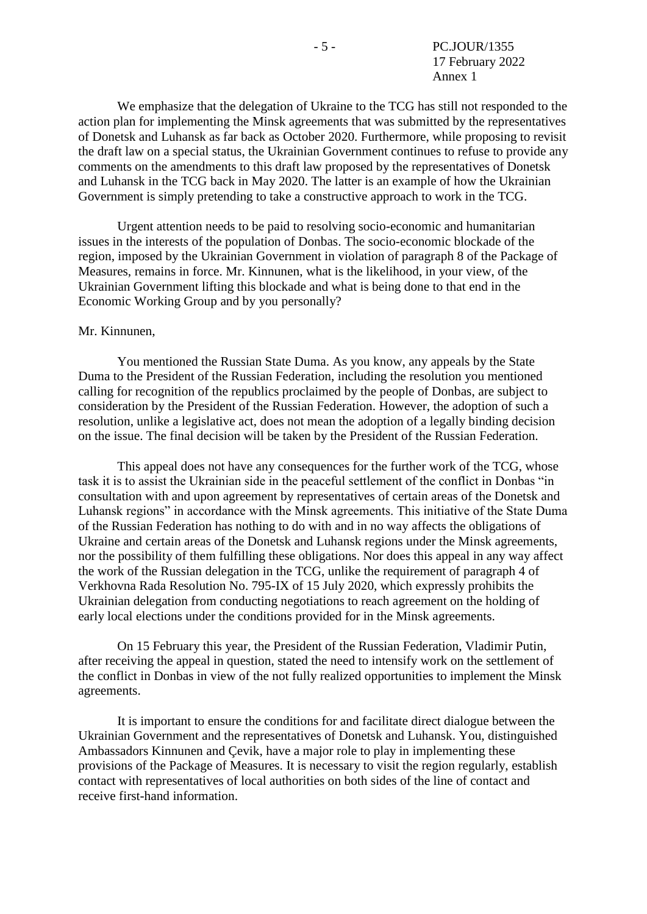We emphasize that the delegation of Ukraine to the TCG has still not responded to the action plan for implementing the Minsk agreements that was submitted by the representatives of Donetsk and Luhansk as far back as October 2020. Furthermore, while proposing to revisit the draft law on a special status, the Ukrainian Government continues to refuse to provide any comments on the amendments to this draft law proposed by the representatives of Donetsk and Luhansk in the TCG back in May 2020. The latter is an example of how the Ukrainian Government is simply pretending to take a constructive approach to work in the TCG.

Urgent attention needs to be paid to resolving socio-economic and humanitarian issues in the interests of the population of Donbas. The socio-economic blockade of the region, imposed by the Ukrainian Government in violation of paragraph 8 of the Package of Measures, remains in force. Mr. Kinnunen, what is the likelihood, in your view, of the Ukrainian Government lifting this blockade and what is being done to that end in the Economic Working Group and by you personally?

Mr. Kinnunen,

You mentioned the Russian State Duma. As you know, any appeals by the State Duma to the President of the Russian Federation, including the resolution you mentioned calling for recognition of the republics proclaimed by the people of Donbas, are subject to consideration by the President of the Russian Federation. However, the adoption of such a resolution, unlike a legislative act, does not mean the adoption of a legally binding decision on the issue. The final decision will be taken by the President of the Russian Federation.

This appeal does not have any consequences for the further work of the TCG, whose task it is to assist the Ukrainian side in the peaceful settlement of the conflict in Donbas "in consultation with and upon agreement by representatives of certain areas of the Donetsk and Luhansk regions" in accordance with the Minsk agreements. This initiative of the State Duma of the Russian Federation has nothing to do with and in no way affects the obligations of Ukraine and certain areas of the Donetsk and Luhansk regions under the Minsk agreements, nor the possibility of them fulfilling these obligations. Nor does this appeal in any way affect the work of the Russian delegation in the TCG, unlike the requirement of paragraph 4 of Verkhovna Rada Resolution No. 795-IX of 15 July 2020, which expressly prohibits the Ukrainian delegation from conducting negotiations to reach agreement on the holding of early local elections under the conditions provided for in the Minsk agreements.

On 15 February this year, the President of the Russian Federation, Vladimir Putin, after receiving the appeal in question, stated the need to intensify work on the settlement of the conflict in Donbas in view of the not fully realized opportunities to implement the Minsk agreements.

It is important to ensure the conditions for and facilitate direct dialogue between the Ukrainian Government and the representatives of Donetsk and Luhansk. You, distinguished Ambassadors Kinnunen and Çevik, have a major role to play in implementing these provisions of the Package of Measures. It is necessary to visit the region regularly, establish contact with representatives of local authorities on both sides of the line of contact and receive first-hand information.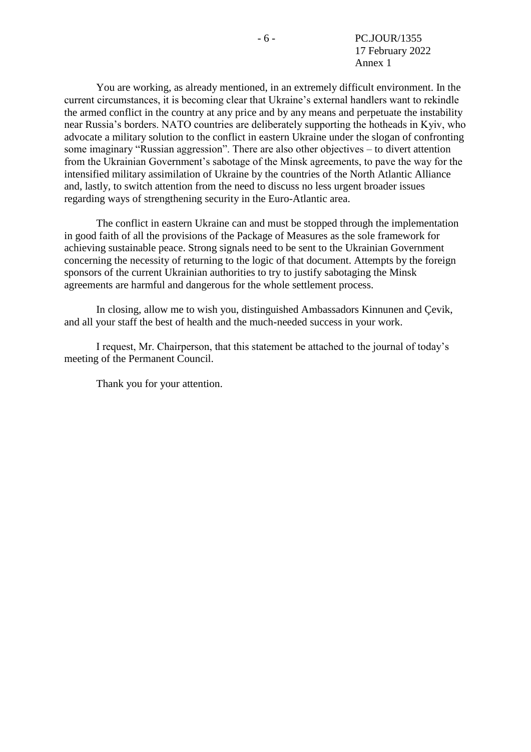You are working, as already mentioned, in an extremely difficult environment. In the current circumstances, it is becoming clear that Ukraine's external handlers want to rekindle the armed conflict in the country at any price and by any means and perpetuate the instability near Russia's borders. NATO countries are deliberately supporting the hotheads in Kyiv, who advocate a military solution to the conflict in eastern Ukraine under the slogan of confronting some imaginary "Russian aggression". There are also other objectives – to divert attention from the Ukrainian Government's sabotage of the Minsk agreements, to pave the way for the intensified military assimilation of Ukraine by the countries of the North Atlantic Alliance and, lastly, to switch attention from the need to discuss no less urgent broader issues regarding ways of strengthening security in the Euro-Atlantic area.

The conflict in eastern Ukraine can and must be stopped through the implementation in good faith of all the provisions of the Package of Measures as the sole framework for achieving sustainable peace. Strong signals need to be sent to the Ukrainian Government concerning the necessity of returning to the logic of that document. Attempts by the foreign sponsors of the current Ukrainian authorities to try to justify sabotaging the Minsk agreements are harmful and dangerous for the whole settlement process.

In closing, allow me to wish you, distinguished Ambassadors Kinnunen and Çevik, and all your staff the best of health and the much-needed success in your work.

I request, Mr. Chairperson, that this statement be attached to the journal of today's meeting of the Permanent Council.

Thank you for your attention.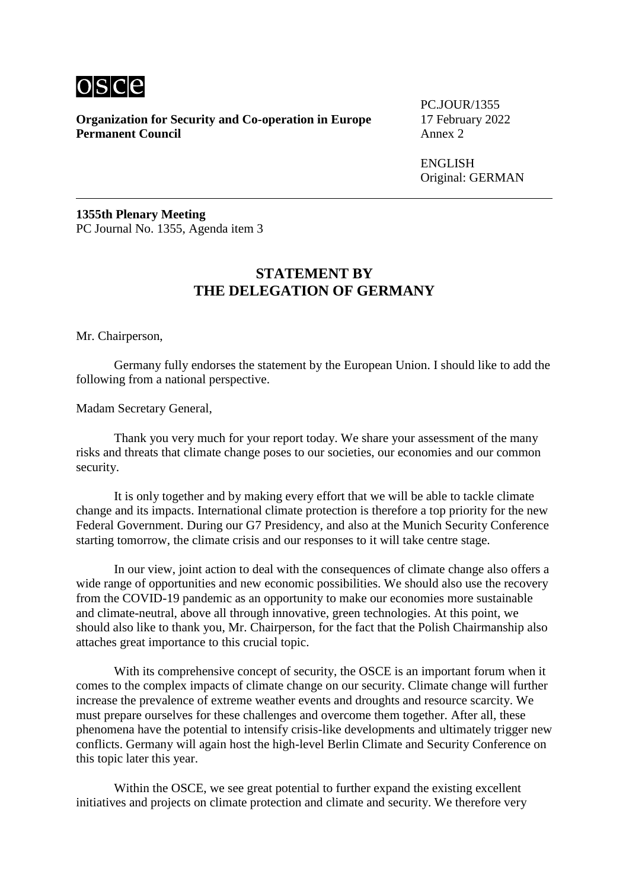osce

**Organization for Security and Co-operation in Europe**
**Permanent Council**

PC.JOUR/1355
17 February 2022
Annex 2

ENGLISH
Original: GERMAN

---

**1355th Plenary Meeting**
PC Journal No. 1355, Agenda item 3

## STATEMENT BY THE DELEGATION OF GERMANY

Mr. Chairperson,

Germany fully endorses the statement by the European Union. I should like to add the following from a national perspective.

Madam Secretary General,

Thank you very much for your report today. We share your assessment of the many risks and threats that climate change poses to our societies, our economies and our common security.

It is only together and by making every effort that we will be able to tackle climate change and its impacts. International climate protection is therefore a top priority for the new Federal Government. During our G7 Presidency, and also at the Munich Security Conference starting tomorrow, the climate crisis and our responses to it will take centre stage.

In our view, joint action to deal with the consequences of climate change also offers a wide range of opportunities and new economic possibilities. We should also use the recovery from the COVID-19 pandemic as an opportunity to make our economies more sustainable and climate-neutral, above all through innovative, green technologies. At this point, we should also like to thank you, Mr. Chairperson, for the fact that the Polish Chairmanship also attaches great importance to this crucial topic.

With its comprehensive concept of security, the OSCE is an important forum when it comes to the complex impacts of climate change on our security. Climate change will further increase the prevalence of extreme weather events and droughts and resource scarcity. We must prepare ourselves for these challenges and overcome them together. After all, these phenomena have the potential to intensify crisis-like developments and ultimately trigger new conflicts. Germany will again host the high-level Berlin Climate and Security Conference on this topic later this year.

Within the OSCE, we see great potential to further expand the existing excellent initiatives and projects on climate protection and climate and security. We therefore very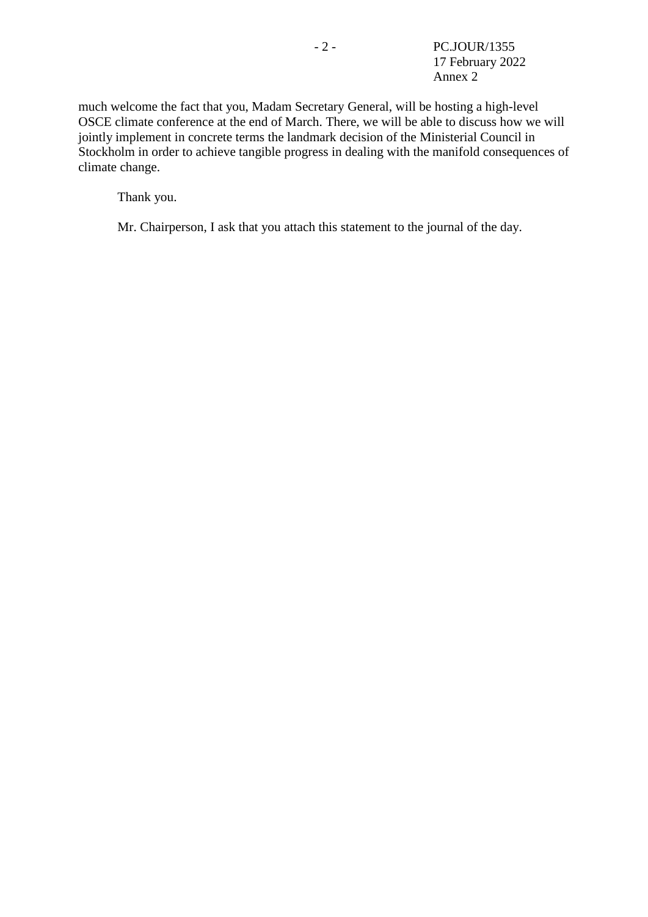much welcome the fact that you, Madam Secretary General, will be hosting a high-level OSCE climate conference at the end of March. There, we will be able to discuss how we will jointly implement in concrete terms the landmark decision of the Ministerial Council in Stockholm in order to achieve tangible progress in dealing with the manifold consequences of climate change.

Thank you.

Mr. Chairperson, I ask that you attach this statement to the journal of the day.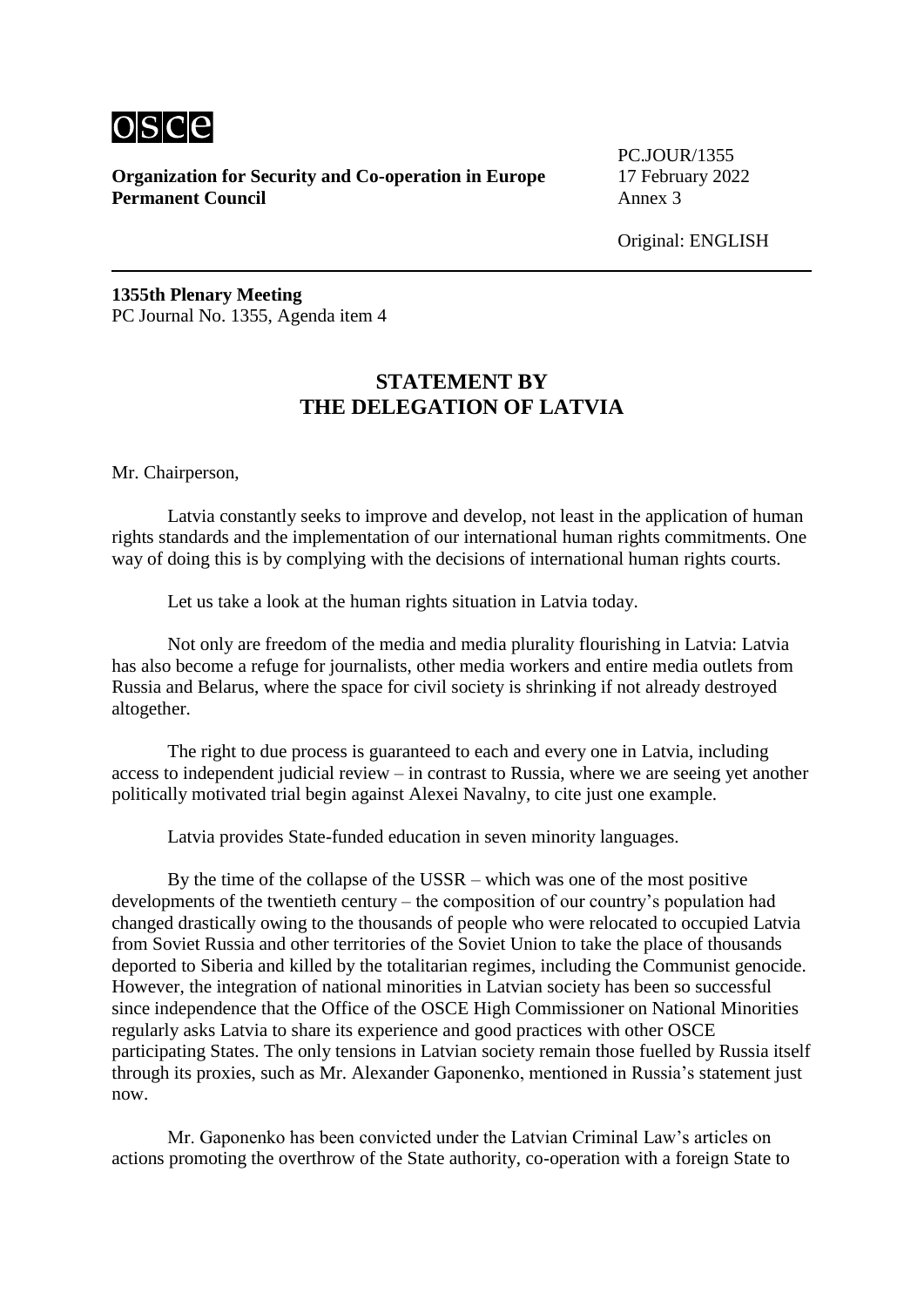**Organization for Security and Co-operation in Europe**
**Permanent Council**

PC.JOUR/1355
17 February 2022
Annex 3

Original: ENGLISH

**1355th Plenary Meeting**
PC Journal No. 1355, Agenda item 4

## STATEMENT BY THE DELEGATION OF LATVIA

Mr. Chairperson,

Latvia constantly seeks to improve and develop, not least in the application of human rights standards and the implementation of our international human rights commitments. One way of doing this is by complying with the decisions of international human rights courts.

Let us take a look at the human rights situation in Latvia today.

Not only are freedom of the media and media plurality flourishing in Latvia: Latvia has also become a refuge for journalists, other media workers and entire media outlets from Russia and Belarus, where the space for civil society is shrinking if not already destroyed altogether.

The right to due process is guaranteed to each and every one in Latvia, including access to independent judicial review – in contrast to Russia, where we are seeing yet another politically motivated trial begin against Alexei Navalny, to cite just one example.

Latvia provides State-funded education in seven minority languages.

By the time of the collapse of the USSR – which was one of the most positive developments of the twentieth century – the composition of our country's population had changed drastically owing to the thousands of people who were relocated to occupied Latvia from Soviet Russia and other territories of the Soviet Union to take the place of thousands deported to Siberia and killed by the totalitarian regimes, including the Communist genocide. However, the integration of national minorities in Latvian society has been so successful since independence that the Office of the OSCE High Commissioner on National Minorities regularly asks Latvia to share its experience and good practices with other OSCE participating States. The only tensions in Latvian society remain those fuelled by Russia itself through its proxies, such as Mr. Alexander Gaponenko, mentioned in Russia's statement just now.

Mr. Gaponenko has been convicted under the Latvian Criminal Law's articles on actions promoting the overthrow of the State authority, co-operation with a foreign State to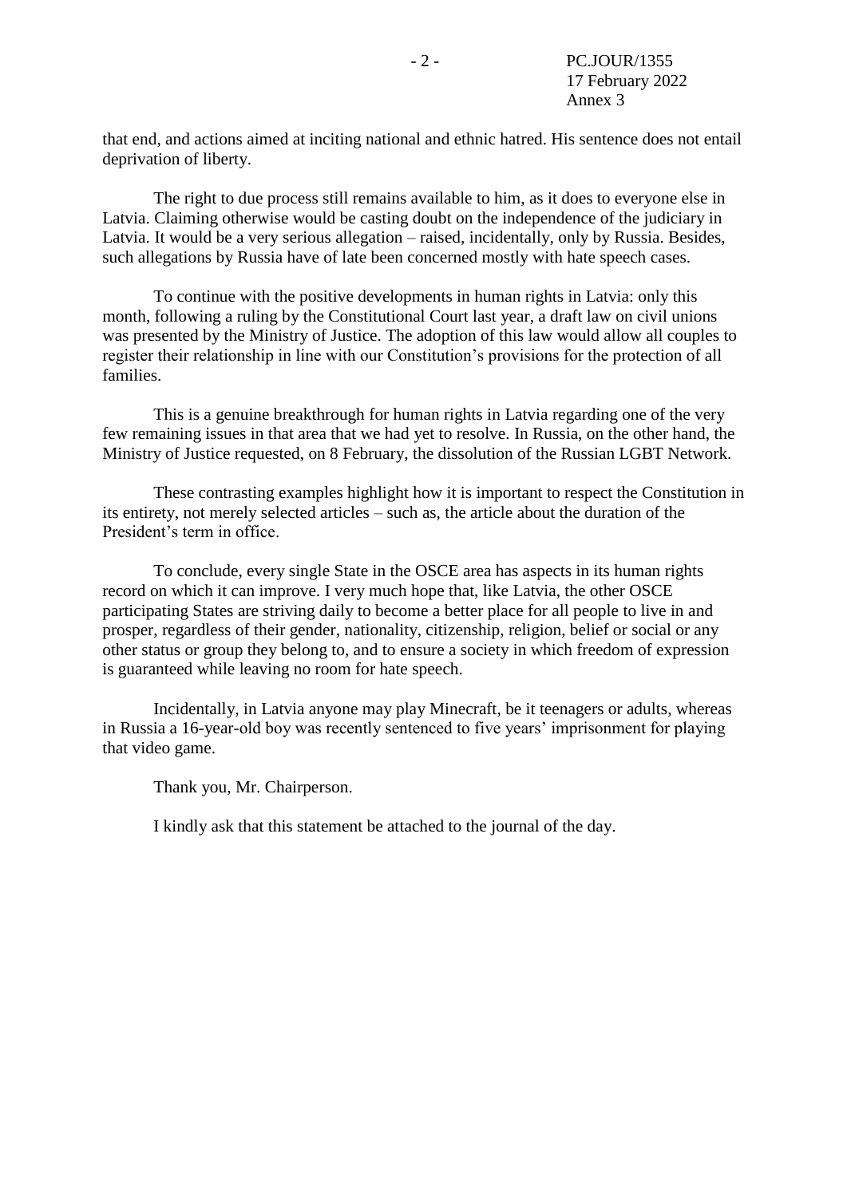that end, and actions aimed at inciting national and ethnic hatred. His sentence does not entail deprivation of liberty.

The right to due process still remains available to him, as it does to everyone else in Latvia. Claiming otherwise would be casting doubt on the independence of the judiciary in Latvia. It would be a very serious allegation – raised, incidentally, only by Russia. Besides, such allegations by Russia have of late been concerned mostly with hate speech cases.

To continue with the positive developments in human rights in Latvia: only this month, following a ruling by the Constitutional Court last year, a draft law on civil unions was presented by the Ministry of Justice. The adoption of this law would allow all couples to register their relationship in line with our Constitution's provisions for the protection of all families.

This is a genuine breakthrough for human rights in Latvia regarding one of the very few remaining issues in that area that we had yet to resolve. In Russia, on the other hand, the Ministry of Justice requested, on 8 February, the dissolution of the Russian LGBT Network.

These contrasting examples highlight how it is important to respect the Constitution in its entirety, not merely selected articles – such as, the article about the duration of the President's term in office.

To conclude, every single State in the OSCE area has aspects in its human rights record on which it can improve. I very much hope that, like Latvia, the other OSCE participating States are striving daily to become a better place for all people to live in and prosper, regardless of their gender, nationality, citizenship, religion, belief or social or any other status or group they belong to, and to ensure a society in which freedom of expression is guaranteed while leaving no room for hate speech.

Incidentally, in Latvia anyone may play Minecraft, be it teenagers or adults, whereas in Russia a 16-year-old boy was recently sentenced to five years' imprisonment for playing that video game.

Thank you, Mr. Chairperson.

I kindly ask that this statement be attached to the journal of the day.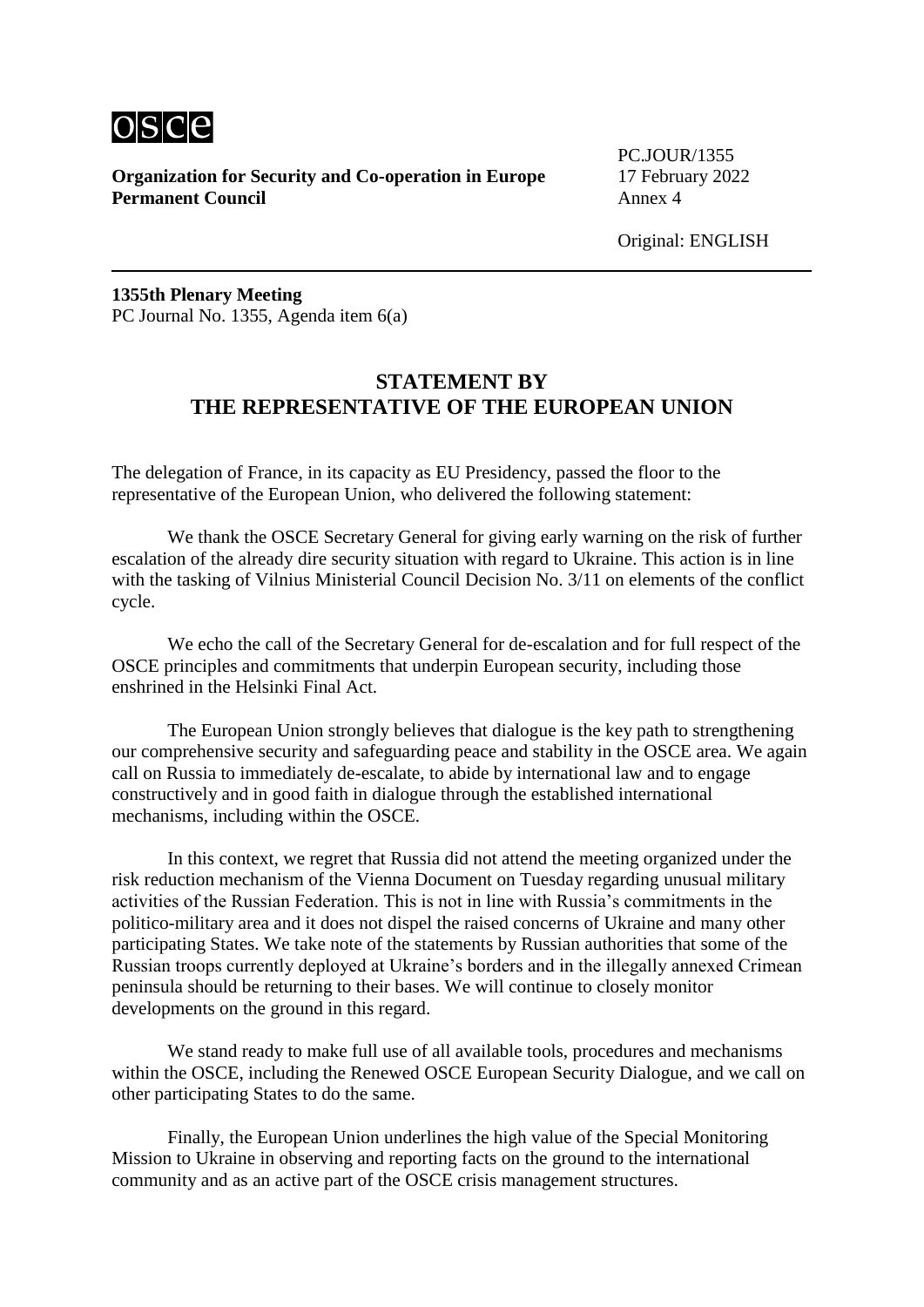**Organization for Security and Co-operation in Europe**
**Permanent Council**

PC.JOUR/1355
17 February 2022
Annex 4

Original: ENGLISH

**1355th Plenary Meeting**
PC Journal No. 1355, Agenda item 6(a)

## STATEMENT BY THE REPRESENTATIVE OF THE EUROPEAN UNION

The delegation of France, in its capacity as EU Presidency, passed the floor to the representative of the European Union, who delivered the following statement:

We thank the OSCE Secretary General for giving early warning on the risk of further escalation of the already dire security situation with regard to Ukraine. This action is in line with the tasking of Vilnius Ministerial Council Decision No. 3/11 on elements of the conflict cycle.

We echo the call of the Secretary General for de-escalation and for full respect of the OSCE principles and commitments that underpin European security, including those enshrined in the Helsinki Final Act.

The European Union strongly believes that dialogue is the key path to strengthening our comprehensive security and safeguarding peace and stability in the OSCE area. We again call on Russia to immediately de-escalate, to abide by international law and to engage constructively and in good faith in dialogue through the established international mechanisms, including within the OSCE.

In this context, we regret that Russia did not attend the meeting organized under the risk reduction mechanism of the Vienna Document on Tuesday regarding unusual military activities of the Russian Federation. This is not in line with Russia's commitments in the politico-military area and it does not dispel the raised concerns of Ukraine and many other participating States. We take note of the statements by Russian authorities that some of the Russian troops currently deployed at Ukraine's borders and in the illegally annexed Crimean peninsula should be returning to their bases. We will continue to closely monitor developments on the ground in this regard.

We stand ready to make full use of all available tools, procedures and mechanisms within the OSCE, including the Renewed OSCE European Security Dialogue, and we call on other participating States to do the same.

Finally, the European Union underlines the high value of the Special Monitoring Mission to Ukraine in observing and reporting facts on the ground to the international community and as an active part of the OSCE crisis management structures.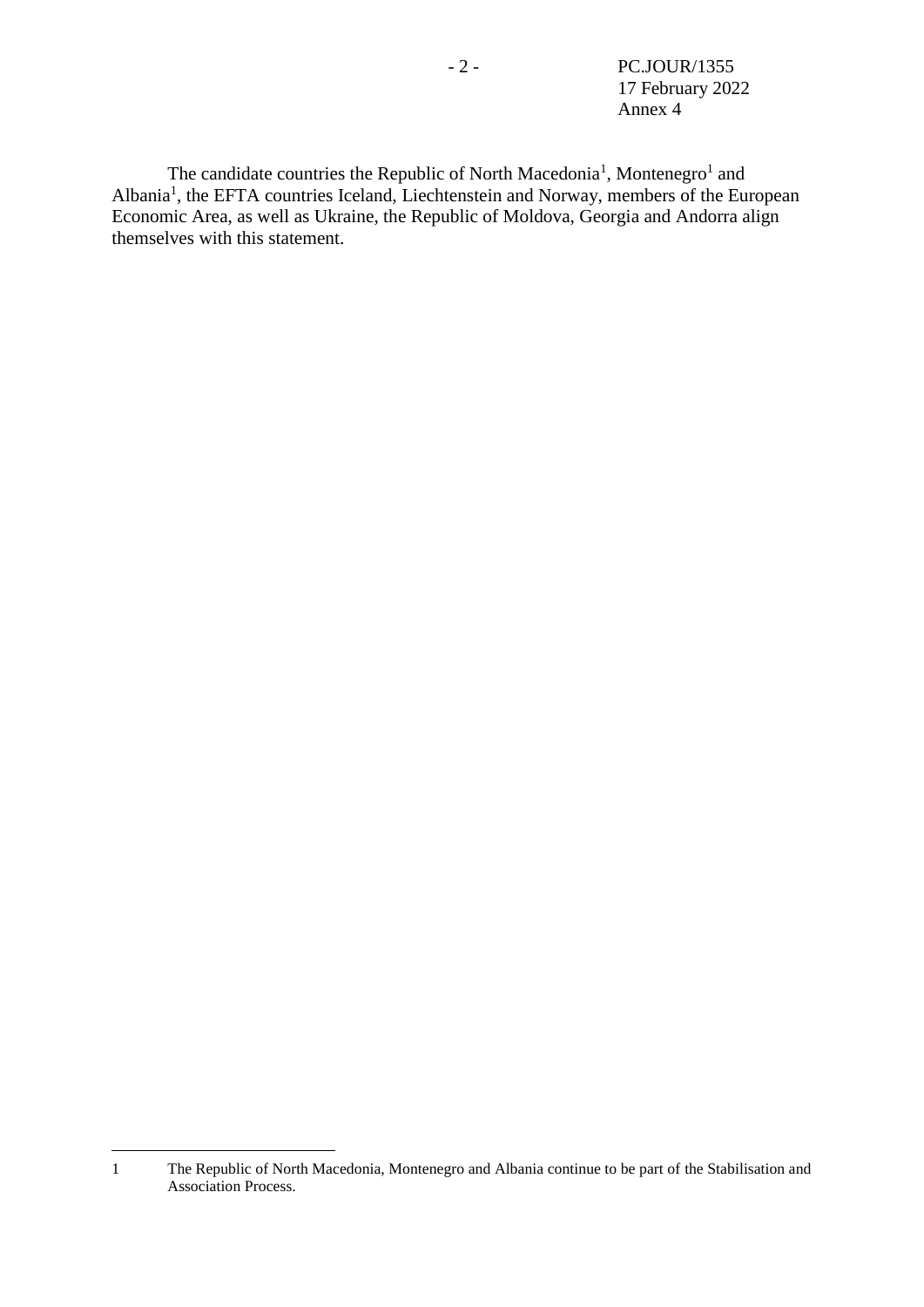The candidate countries the Republic of North Macedonia[1], Montenegro[1] and Albania[1], the EFTA countries Iceland, Liechtenstein and Norway, members of the European Economic Area, as well as Ukraine, the Republic of Moldova, Georgia and Andorra align themselves with this statement.

---

1 The Republic of North Macedonia, Montenegro and Albania continue to be part of the Stabilisation and Association Process.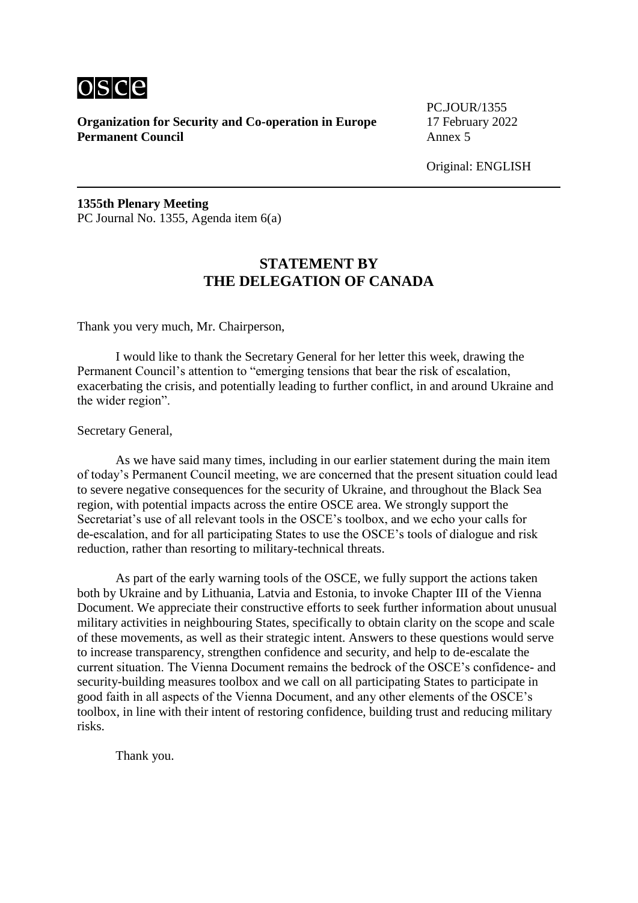osce

**Organization for Security and Co-operation in Europe**
**Permanent Council**

PC.JOUR/1355
17 February 2022
Annex 5

Original: ENGLISH

---

**1355th Plenary Meeting**
PC Journal No. 1355, Agenda item 6(a)

## STATEMENT BY THE DELEGATION OF CANADA

Thank you very much, Mr. Chairperson,

I would like to thank the Secretary General for her letter this week, drawing the Permanent Council's attention to "emerging tensions that bear the risk of escalation, exacerbating the crisis, and potentially leading to further conflict, in and around Ukraine and the wider region".

Secretary General,

As we have said many times, including in our earlier statement during the main item of today's Permanent Council meeting, we are concerned that the present situation could lead to severe negative consequences for the security of Ukraine, and throughout the Black Sea region, with potential impacts across the entire OSCE area. We strongly support the Secretariat's use of all relevant tools in the OSCE's toolbox, and we echo your calls for de-escalation, and for all participating States to use the OSCE's tools of dialogue and risk reduction, rather than resorting to military-technical threats.

As part of the early warning tools of the OSCE, we fully support the actions taken both by Ukraine and by Lithuania, Latvia and Estonia, to invoke Chapter III of the Vienna Document. We appreciate their constructive efforts to seek further information about unusual military activities in neighbouring States, specifically to obtain clarity on the scope and scale of these movements, as well as their strategic intent. Answers to these questions would serve to increase transparency, strengthen confidence and security, and help to de-escalate the current situation. The Vienna Document remains the bedrock of the OSCE's confidence- and security-building measures toolbox and we call on all participating States to participate in good faith in all aspects of the Vienna Document, and any other elements of the OSCE's toolbox, in line with their intent of restoring confidence, building trust and reducing military risks.

Thank you.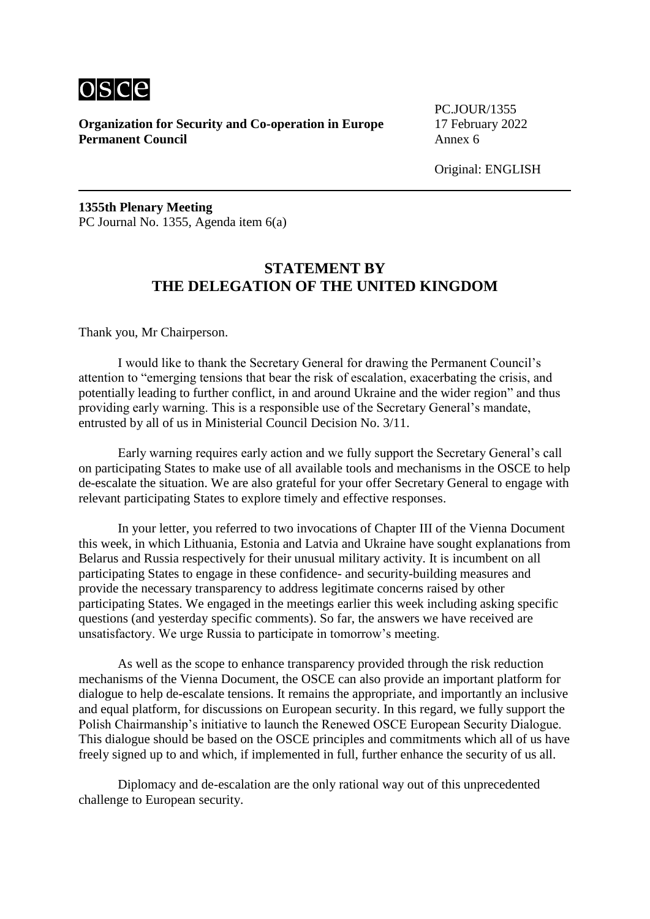osce

**Organization for Security and Co-operation in Europe**
**Permanent Council**

PC.JOUR/1355
17 February 2022
Annex 6

Original: ENGLISH

**1355th Plenary Meeting**
PC Journal No. 1355, Agenda item 6(a)

## STATEMENT BY THE DELEGATION OF THE UNITED KINGDOM

Thank you, Mr Chairperson.

I would like to thank the Secretary General for drawing the Permanent Council's attention to "emerging tensions that bear the risk of escalation, exacerbating the crisis, and potentially leading to further conflict, in and around Ukraine and the wider region" and thus providing early warning. This is a responsible use of the Secretary General's mandate, entrusted by all of us in Ministerial Council Decision No. 3/11.

Early warning requires early action and we fully support the Secretary General's call on participating States to make use of all available tools and mechanisms in the OSCE to help de-escalate the situation. We are also grateful for your offer Secretary General to engage with relevant participating States to explore timely and effective responses.

In your letter, you referred to two invocations of Chapter III of the Vienna Document this week, in which Lithuania, Estonia and Latvia and Ukraine have sought explanations from Belarus and Russia respectively for their unusual military activity. It is incumbent on all participating States to engage in these confidence- and security-building measures and provide the necessary transparency to address legitimate concerns raised by other participating States. We engaged in the meetings earlier this week including asking specific questions (and yesterday specific comments). So far, the answers we have received are unsatisfactory. We urge Russia to participate in tomorrow's meeting.

As well as the scope to enhance transparency provided through the risk reduction mechanisms of the Vienna Document, the OSCE can also provide an important platform for dialogue to help de-escalate tensions. It remains the appropriate, and importantly an inclusive and equal platform, for discussions on European security. In this regard, we fully support the Polish Chairmanship's initiative to launch the Renewed OSCE European Security Dialogue. This dialogue should be based on the OSCE principles and commitments which all of us have freely signed up to and which, if implemented in full, further enhance the security of us all.

Diplomacy and de-escalation are the only rational way out of this unprecedented challenge to European security.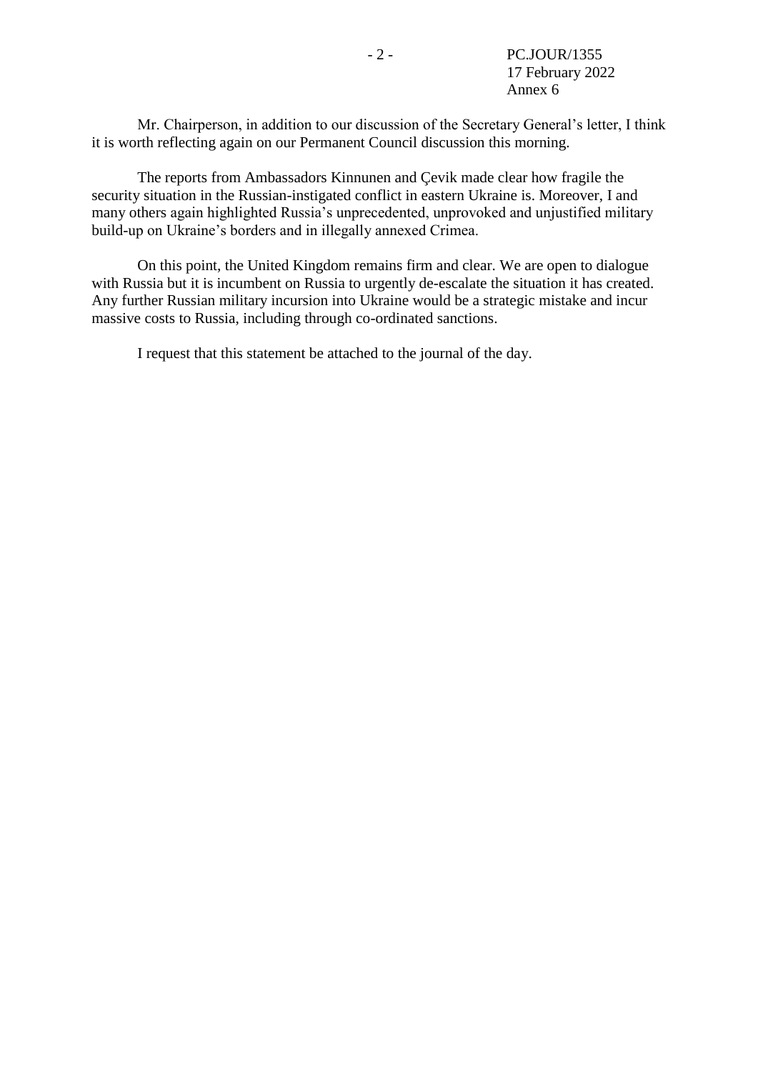Mr. Chairperson, in addition to our discussion of the Secretary General's letter, I think it is worth reflecting again on our Permanent Council discussion this morning.

The reports from Ambassadors Kinnunen and Çevik made clear how fragile the security situation in the Russian-instigated conflict in eastern Ukraine is. Moreover, I and many others again highlighted Russia's unprecedented, unprovoked and unjustified military build-up on Ukraine's borders and in illegally annexed Crimea.

On this point, the United Kingdom remains firm and clear. We are open to dialogue with Russia but it is incumbent on Russia to urgently de-escalate the situation it has created. Any further Russian military incursion into Ukraine would be a strategic mistake and incur massive costs to Russia, including through co-ordinated sanctions.

I request that this statement be attached to the journal of the day.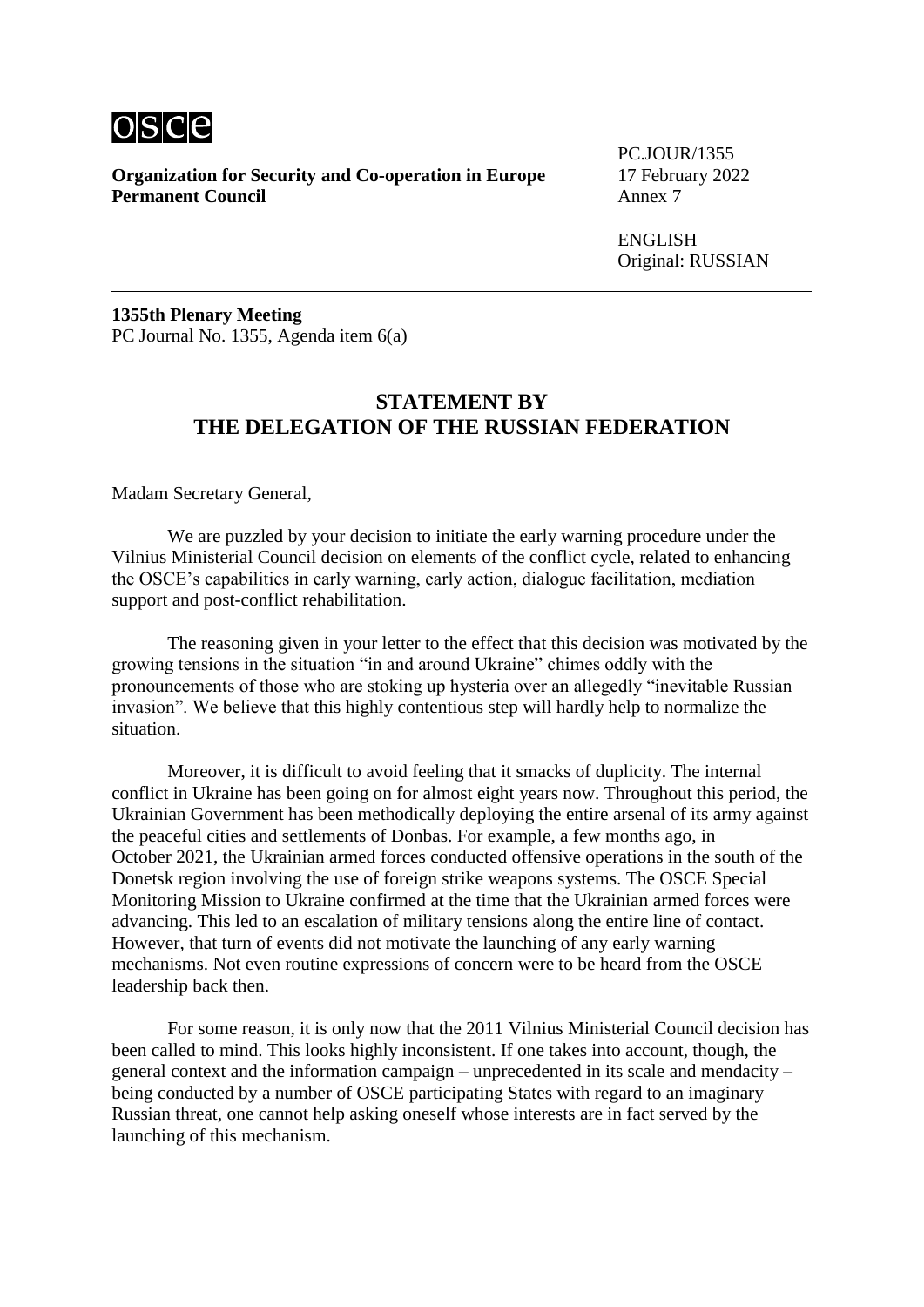**Organization for Security and Co-operation in Europe**
**Permanent Council**

PC.JOUR/1355
17 February 2022
Annex 7

ENGLISH
Original: RUSSIAN

---

**1355th Plenary Meeting**
PC Journal No. 1355, Agenda item 6(a)

## STATEMENT BY THE DELEGATION OF THE RUSSIAN FEDERATION

Madam Secretary General,

We are puzzled by your decision to initiate the early warning procedure under the Vilnius Ministerial Council decision on elements of the conflict cycle, related to enhancing the OSCE's capabilities in early warning, early action, dialogue facilitation, mediation support and post-conflict rehabilitation.

The reasoning given in your letter to the effect that this decision was motivated by the growing tensions in the situation "in and around Ukraine" chimes oddly with the pronouncements of those who are stoking up hysteria over an allegedly "inevitable Russian invasion". We believe that this highly contentious step will hardly help to normalize the situation.

Moreover, it is difficult to avoid feeling that it smacks of duplicity. The internal conflict in Ukraine has been going on for almost eight years now. Throughout this period, the Ukrainian Government has been methodically deploying the entire arsenal of its army against the peaceful cities and settlements of Donbas. For example, a few months ago, in October 2021, the Ukrainian armed forces conducted offensive operations in the south of the Donetsk region involving the use of foreign strike weapons systems. The OSCE Special Monitoring Mission to Ukraine confirmed at the time that the Ukrainian armed forces were advancing. This led to an escalation of military tensions along the entire line of contact. However, that turn of events did not motivate the launching of any early warning mechanisms. Not even routine expressions of concern were to be heard from the OSCE leadership back then.

For some reason, it is only now that the 2011 Vilnius Ministerial Council decision has been called to mind. This looks highly inconsistent. If one takes into account, though, the general context and the information campaign – unprecedented in its scale and mendacity – being conducted by a number of OSCE participating States with regard to an imaginary Russian threat, one cannot help asking oneself whose interests are in fact served by the launching of this mechanism.